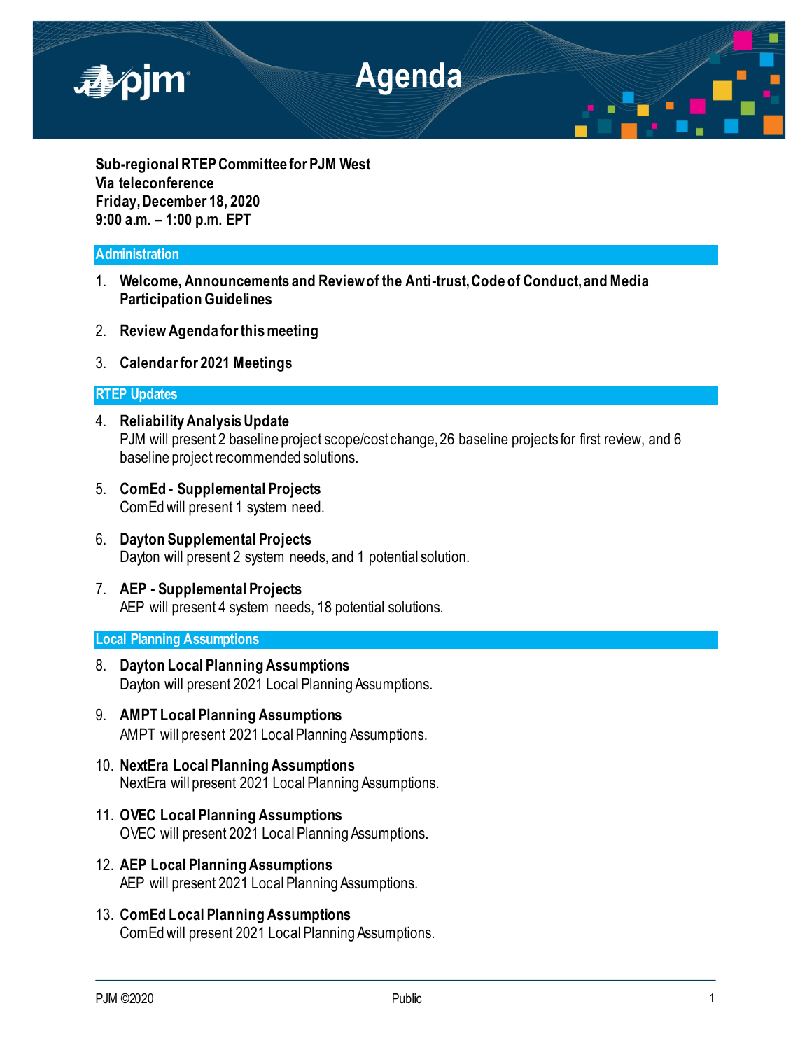# Agenda

**Sub-regional RTEP Committee for PJM West**
**Via teleconference**
**Friday, December 18, 2020**
**9:00 a.m. – 1:00 p.m. EPT**

## Administration

1. **Welcome, Announcements and Review of the Anti-trust, Code of Conduct, and Media Participation Guidelines**

2. **Review Agenda for this meeting**

3. **Calendar for 2021 Meetings**

## RTEP Updates

4. **Reliability Analysis Update**
   PJM will present 2 baseline project scope/cost change, 26 baseline projects for first review, and 6 baseline project recommended solutions.

5. **ComEd - Supplemental Projects**
   ComEd will present 1 system need.

6. **Dayton Supplemental Projects**
   Dayton will present 2 system needs, and 1 potential solution.

7. **AEP - Supplemental Projects**
   AEP will present 4 system needs, 18 potential solutions.

## Local Planning Assumptions

8. **Dayton Local Planning Assumptions**
   Dayton will present 2021 Local Planning Assumptions.

9. **AMPT Local Planning Assumptions**
   AMPT will present 2021 Local Planning Assumptions.

10. **NextEra Local Planning Assumptions**
    NextEra will present 2021 Local Planning Assumptions.

11. **OVEC Local Planning Assumptions**
    OVEC will present 2021 Local Planning Assumptions.

12. **AEP Local Planning Assumptions**
    AEP will present 2021 Local Planning Assumptions.

13. **ComEd Local Planning Assumptions**
    ComEd will present 2021 Local Planning Assumptions.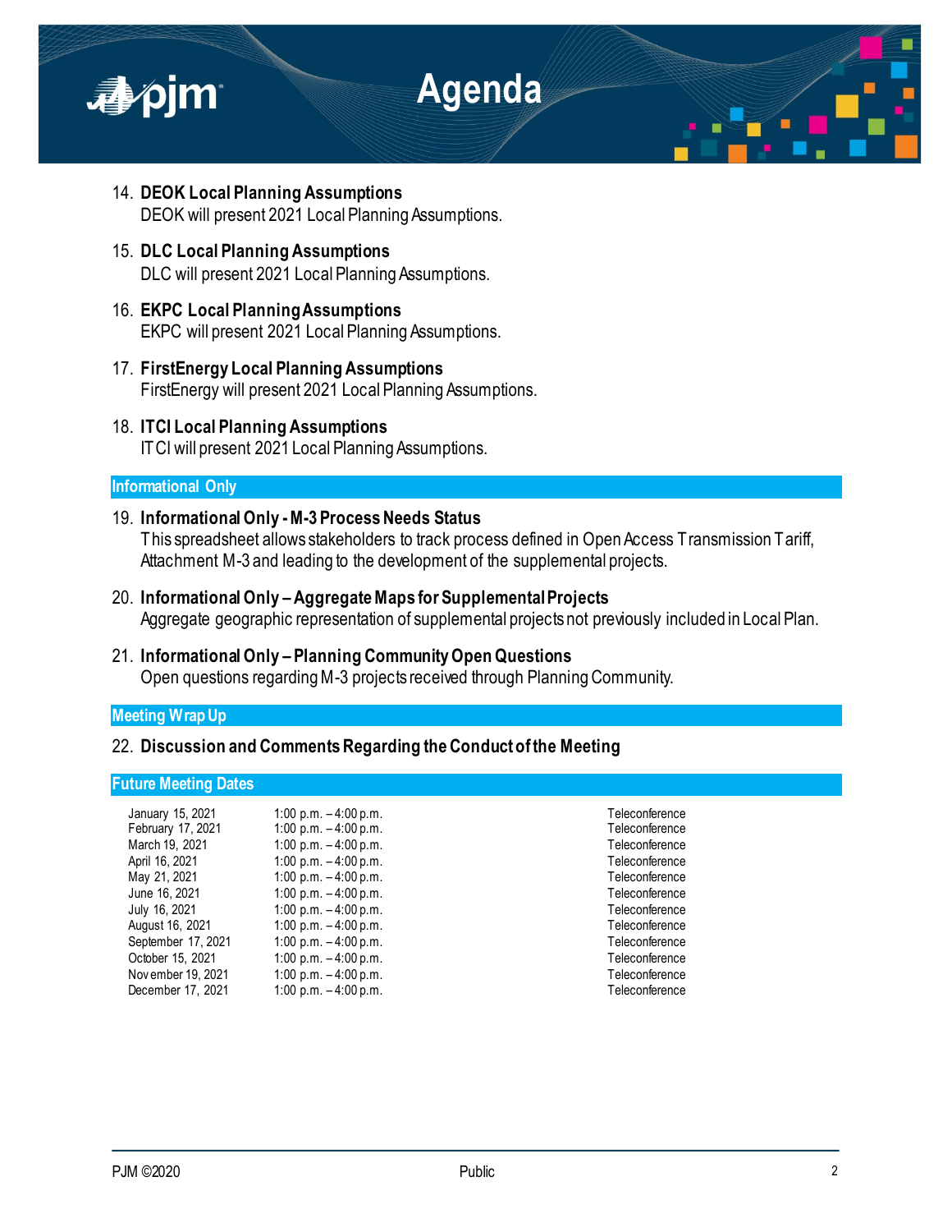# Agenda

14. **DEOK Local Planning Assumptions**
    DEOK will present 2021 Local Planning Assumptions.

15. **DLC Local Planning Assumptions**
    DLC will present 2021 Local Planning Assumptions.

16. **EKPC Local Planning Assumptions**
    EKPC will present 2021 Local Planning Assumptions.

17. **FirstEnergy Local Planning Assumptions**
    FirstEnergy will present 2021 Local Planning Assumptions.

18. **ITCI Local Planning Assumptions**
    ITCI will present 2021 Local Planning Assumptions.

## Informational Only

19. **Informational Only - M-3 Process Needs Status**
    This spreadsheet allows stakeholders to track process defined in Open Access Transmission Tariff, Attachment M-3 and leading to the development of the supplemental projects.

20. **Informational Only – Aggregate Maps for Supplemental Projects**
    Aggregate geographic representation of supplemental projects not previously included in Local Plan.

21. **Informational Only – Planning Community Open Questions**
    Open questions regarding M-3 projects received through Planning Community.

## Meeting Wrap Up

22. **Discussion and Comments Regarding the Conduct of the Meeting**

## Future Meeting Dates

| | | |
|---|---|---|
| January 15, 2021 | 1:00 p.m. – 4:00 p.m. | Teleconference |
| February 17, 2021 | 1:00 p.m. – 4:00 p.m. | Teleconference |
| March 19, 2021 | 1:00 p.m. – 4:00 p.m. | Teleconference |
| April 16, 2021 | 1:00 p.m. – 4:00 p.m. | Teleconference |
| May 21, 2021 | 1:00 p.m. – 4:00 p.m. | Teleconference |
| June 16, 2021 | 1:00 p.m. – 4:00 p.m. | Teleconference |
| July 16, 2021 | 1:00 p.m. – 4:00 p.m. | Teleconference |
| August 16, 2021 | 1:00 p.m. – 4:00 p.m. | Teleconference |
| September 17, 2021 | 1:00 p.m. – 4:00 p.m. | Teleconference |
| October 15, 2021 | 1:00 p.m. – 4:00 p.m. | Teleconference |
| November 19, 2021 | 1:00 p.m. – 4:00 p.m. | Teleconference |
| December 17, 2021 | 1:00 p.m. – 4:00 p.m. | Teleconference |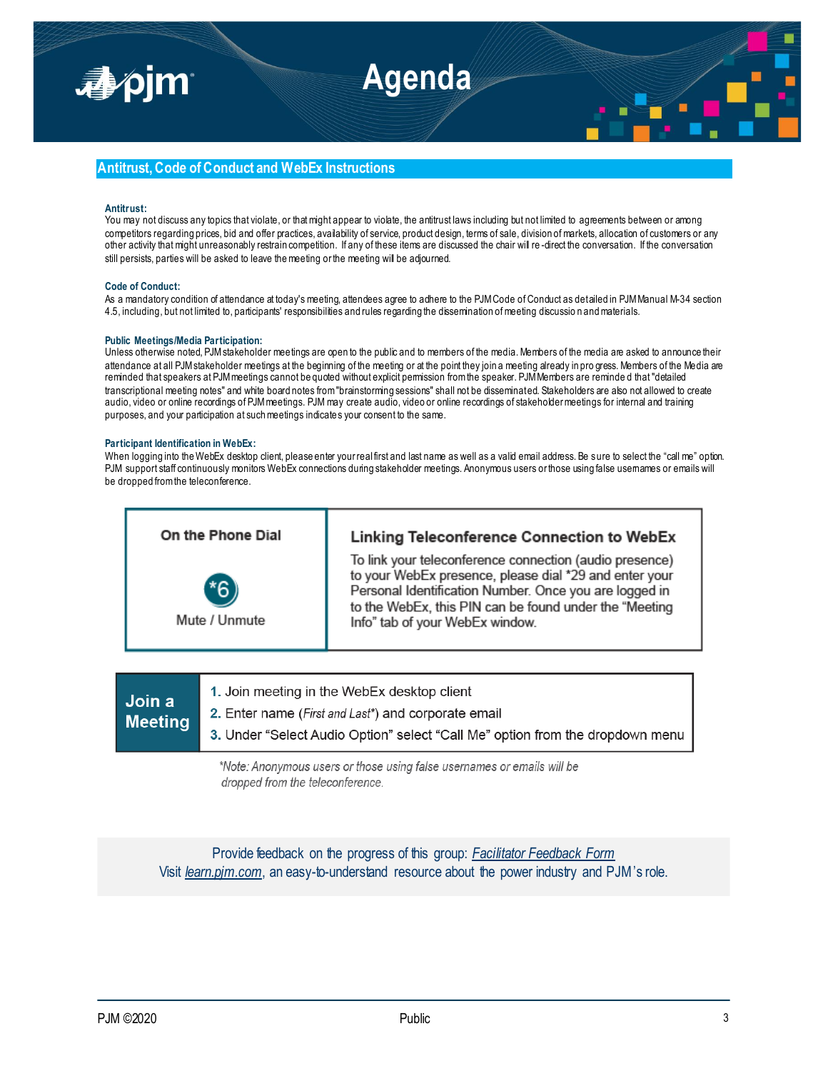# Agenda

## Antitrust, Code of Conduct and WebEx Instructions

**Antitrust:**
You may not discuss any topics that violate, or that might appear to violate, the antitrust laws including but not limited to agreements between or among competitors regarding prices, bid and offer practices, availability of service, product design, terms of sale, division of markets, allocation of customers or any other activity that might unreasonably restrain competition. If any of these items are discussed the chair will re-direct the conversation. If the conversation still persists, parties will be asked to leave the meeting or the meeting will be adjourned.

**Code of Conduct:**
As a mandatory condition of attendance at today's meeting, attendees agree to adhere to the PJM Code of Conduct as detailed in PJM Manual M-34 section 4.5, including, but not limited to, participants' responsibilities and rules regarding the dissemination of meeting discussion and materials.

**Public Meetings/Media Participation:**
Unless otherwise noted, PJM stakeholder meetings are open to the public and to members of the media. Members of the media are asked to announce their attendance at all PJM stakeholder meetings at the beginning of the meeting or at the point they join a meeting already in progress. Members of the Media are reminded that speakers at PJM meetings cannot be quoted without explicit permission from the speaker. PJM Members are reminded that "detailed transcriptional meeting notes" and white board notes from "brainstorming sessions" shall not be disseminated. Stakeholders are also not allowed to create audio, video or online recordings of PJM meetings. PJM may create audio, video or online recordings of stakeholder meetings for internal and training purposes, and your participation at such meetings indicates your consent to the same.

**Participant Identification in WebEx:**
When logging into the WebEx desktop client, please enter your real first and last name as well as a valid email address. Be sure to select the "call me" option. PJM support staff continuously monitors WebEx connections during stakeholder meetings. Anonymous users or those using false usernames or emails will be dropped from the teleconference.

| On the Phone Dial | Linking Teleconference Connection to WebEx |
| --- | --- |
| *6 Mute / Unmute | To link your teleconference connection (audio presence) to your WebEx presence, please dial *29 and enter your Personal Identification Number. Once you are logged in to the WebEx, this PIN can be found under the "Meeting Info" tab of your WebEx window. |

**Join a Meeting**

1. Join meeting in the WebEx desktop client
2. Enter name (*First and Last**) and corporate email
3. Under "Select Audio Option" select "Call Me" option from the dropdown menu

*\*Note: Anonymous users or those using false usernames or emails will be dropped from the teleconference.*

Provide feedback on the progress of this group: *Facilitator Feedback Form*
Visit *learn.pjm.com*, an easy-to-understand resource about the power industry and PJM's role.

PJM ©2020 Public